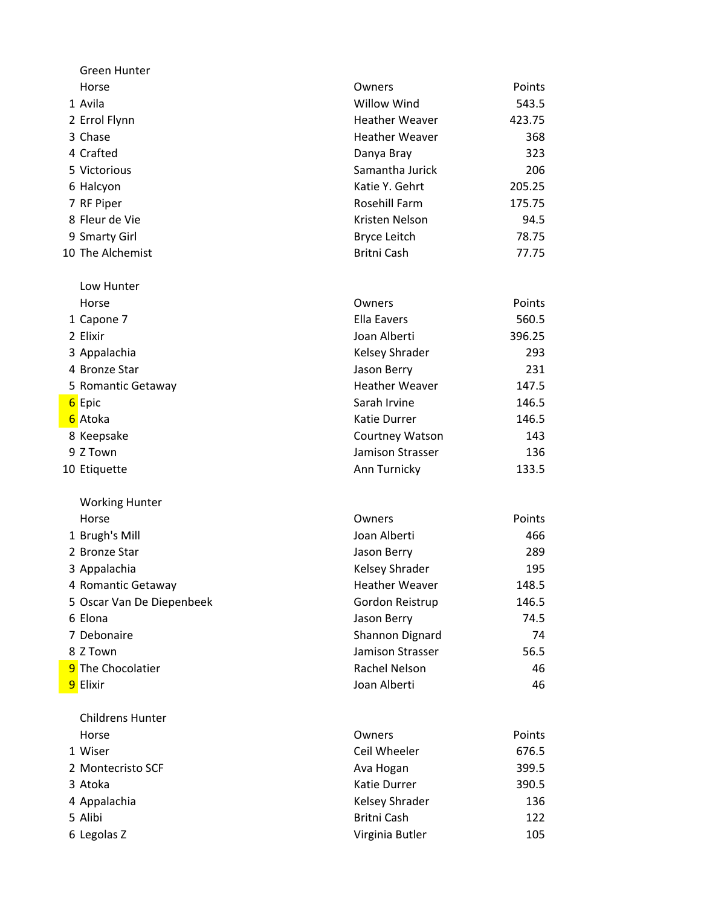## Green Hunter

| | Horse | Owners | Points |
|---|---|---|---|
| 1 | Avila | Willow Wind | 543.5 |
| 2 | Errol Flynn | Heather Weaver | 423.75 |
| 3 | Chase | Heather Weaver | 368 |
| 4 | Crafted | Danya Bray | 323 |
| 5 | Victorious | Samantha Jurick | 206 |
| 6 | Halcyon | Katie Y. Gehrt | 205.25 |
| 7 | RF Piper | Rosehill Farm | 175.75 |
| 8 | Fleur de Vie | Kristen Nelson | 94.5 |
| 9 | Smarty Girl | Bryce Leitch | 78.75 |
| 10 | The Alchemist | Britni Cash | 77.75 |

## Low Hunter

| | Horse | Owners | Points |
|---|---|---|---|
| 1 | Capone 7 | Ella Eavers | 560.5 |
| 2 | Elixir | Joan Alberti | 396.25 |
| 3 | Appalachia | Kelsey Shrader | 293 |
| 4 | Bronze Star | Jason Berry | 231 |
| 5 | Romantic Getaway | Heather Weaver | 147.5 |
| 6 | Epic | Sarah Irvine | 146.5 |
| 6 | Atoka | Katie Durrer | 146.5 |
| 8 | Keepsake | Courtney Watson | 143 |
| 9 | Z Town | Jamison Strasser | 136 |
| 10 | Etiquette | Ann Turnicky | 133.5 |

## Working Hunter

| | Horse | Owners | Points |
|---|---|---|---|
| 1 | Brugh's Mill | Joan Alberti | 466 |
| 2 | Bronze Star | Jason Berry | 289 |
| 3 | Appalachia | Kelsey Shrader | 195 |
| 4 | Romantic Getaway | Heather Weaver | 148.5 |
| 5 | Oscar Van De Diepenbeek | Gordon Reistrup | 146.5 |
| 6 | Elona | Jason Berry | 74.5 |
| 7 | Debonaire | Shannon Dignard | 74 |
| 8 | Z Town | Jamison Strasser | 56.5 |
| 9 | The Chocolatier | Rachel Nelson | 46 |
| 9 | Elixir | Joan Alberti | 46 |

## Childrens Hunter

| | Horse | Owners | Points |
|---|---|---|---|
| 1 | Wiser | Ceil Wheeler | 676.5 |
| 2 | Montecristo SCF | Ava Hogan | 399.5 |
| 3 | Atoka | Katie Durrer | 390.5 |
| 4 | Appalachia | Kelsey Shrader | 136 |
| 5 | Alibi | Britni Cash | 122 |
| 6 | Legolas Z | Virginia Butler | 105 |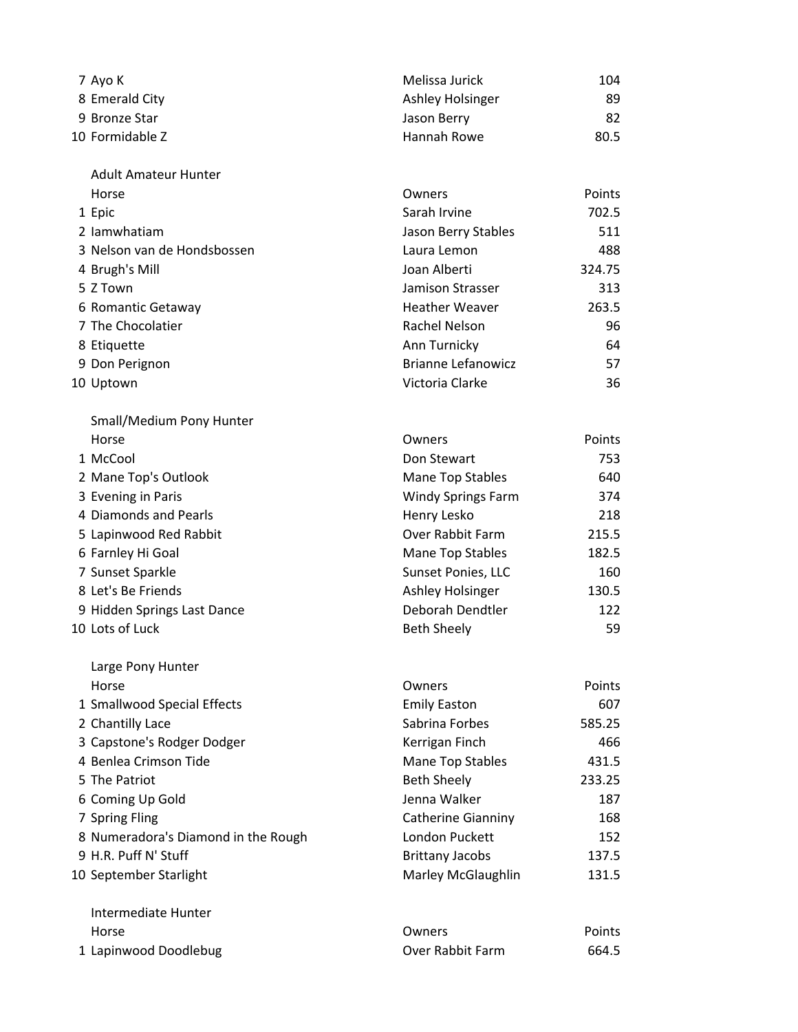| | | | |
|---|---|---|---|
| 7 | Ayo K | Melissa Jurick | 104 |
| 8 | Emerald City | Ashley Holsinger | 89 |
| 9 | Bronze Star | Jason Berry | 82 |
| 10 | Formidable Z | Hannah Rowe | 80.5 |

Adult Amateur Hunter

| | Horse | Owners | Points |
|---|---|---|---|
| 1 | Epic | Sarah Irvine | 702.5 |
| 2 | Iamwhatiam | Jason Berry Stables | 511 |
| 3 | Nelson van de Hondsbossen | Laura Lemon | 488 |
| 4 | Brugh's Mill | Joan Alberti | 324.75 |
| 5 | Z Town | Jamison Strasser | 313 |
| 6 | Romantic Getaway | Heather Weaver | 263.5 |
| 7 | The Chocolatier | Rachel Nelson | 96 |
| 8 | Etiquette | Ann Turnicky | 64 |
| 9 | Don Perignon | Brianne Lefanowicz | 57 |
| 10 | Uptown | Victoria Clarke | 36 |

Small/Medium Pony Hunter

| | Horse | Owners | Points |
|---|---|---|---|
| 1 | McCool | Don Stewart | 753 |
| 2 | Mane Top's Outlook | Mane Top Stables | 640 |
| 3 | Evening in Paris | Windy Springs Farm | 374 |
| 4 | Diamonds and Pearls | Henry Lesko | 218 |
| 5 | Lapinwood Red Rabbit | Over Rabbit Farm | 215.5 |
| 6 | Farnley Hi Goal | Mane Top Stables | 182.5 |
| 7 | Sunset Sparkle | Sunset Ponies, LLC | 160 |
| 8 | Let's Be Friends | Ashley Holsinger | 130.5 |
| 9 | Hidden Springs Last Dance | Deborah Dendtler | 122 |
| 10 | Lots of Luck | Beth Sheely | 59 |

Large Pony Hunter

| | Horse | Owners | Points |
|---|---|---|---|
| 1 | Smallwood Special Effects | Emily Easton | 607 |
| 2 | Chantilly Lace | Sabrina Forbes | 585.25 |
| 3 | Capstone's Rodger Dodger | Kerrigan Finch | 466 |
| 4 | Benlea Crimson Tide | Mane Top Stables | 431.5 |
| 5 | The Patriot | Beth Sheely | 233.25 |
| 6 | Coming Up Gold | Jenna Walker | 187 |
| 7 | Spring Fling | Catherine Gianniny | 168 |
| 8 | Numeradora's Diamond in the Rough | London Puckett | 152 |
| 9 | H.R. Puff N' Stuff | Brittany Jacobs | 137.5 |
| 10 | September Starlight | Marley McGlaughlin | 131.5 |

Intermediate Hunter

| | Horse | Owners | Points |
|---|---|---|---|
| 1 | Lapinwood Doodlebug | Over Rabbit Farm | 664.5 |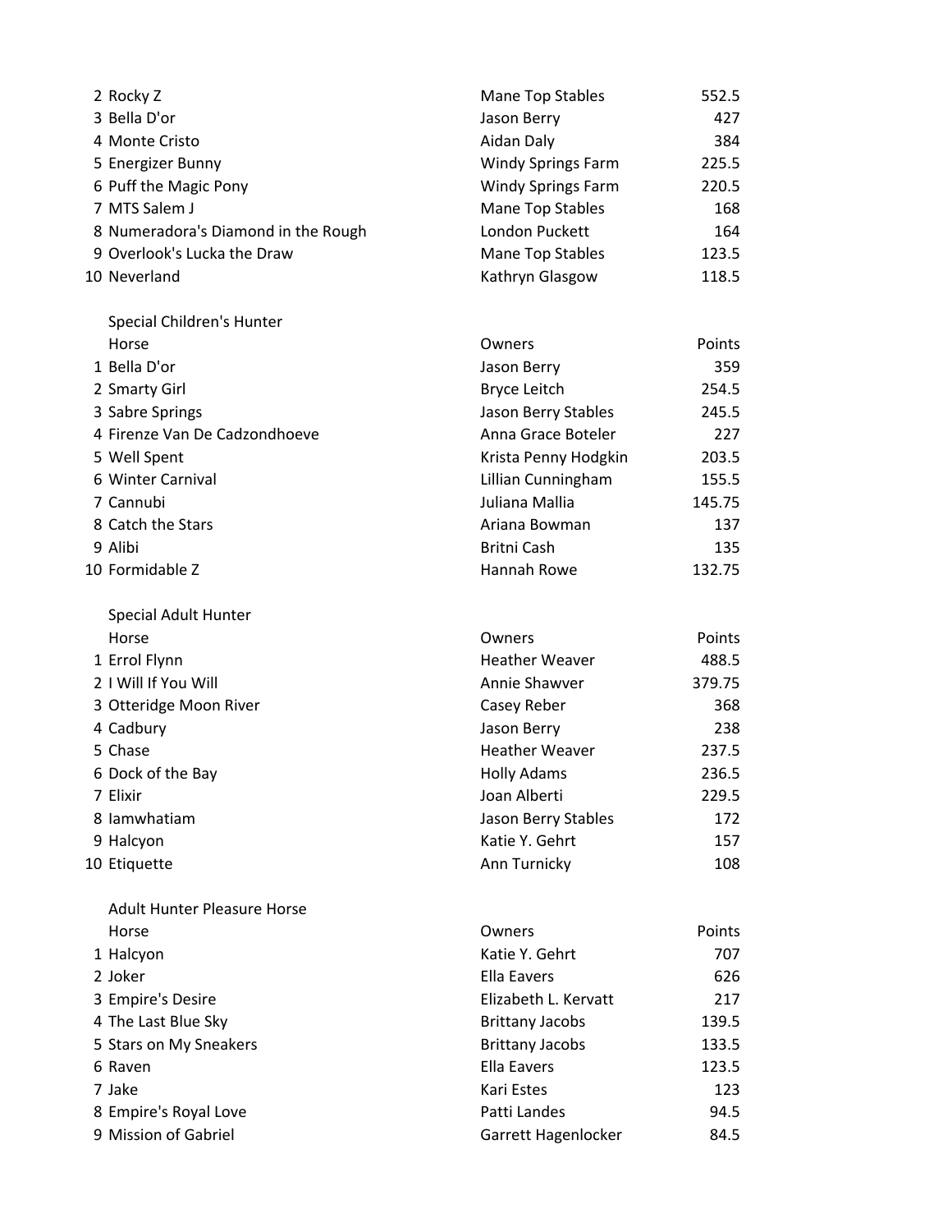| | Horse | Owners | Points |
|---|---|---|---|
| 2 | Rocky Z | Mane Top Stables | 552.5 |
| 3 | Bella D'or | Jason Berry | 427 |
| 4 | Monte Cristo | Aidan Daly | 384 |
| 5 | Energizer Bunny | Windy Springs Farm | 225.5 |
| 6 | Puff the Magic Pony | Windy Springs Farm | 220.5 |
| 7 | MTS Salem J | Mane Top Stables | 168 |
| 8 | Numeradora's Diamond in the Rough | London Puckett | 164 |
| 9 | Overlook's Lucka the Draw | Mane Top Stables | 123.5 |
| 10 | Neverland | Kathryn Glasgow | 118.5 |

Special Children's Hunter

| | Horse | Owners | Points |
|---|---|---|---|
| 1 | Bella D'or | Jason Berry | 359 |
| 2 | Smarty Girl | Bryce Leitch | 254.5 |
| 3 | Sabre Springs | Jason Berry Stables | 245.5 |
| 4 | Firenze Van De Cadzondhoeve | Anna Grace Boteler | 227 |
| 5 | Well Spent | Krista Penny Hodgkin | 203.5 |
| 6 | Winter Carnival | Lillian Cunningham | 155.5 |
| 7 | Cannubi | Juliana Mallia | 145.75 |
| 8 | Catch the Stars | Ariana Bowman | 137 |
| 9 | Alibi | Britni Cash | 135 |
| 10 | Formidable Z | Hannah Rowe | 132.75 |

Special Adult Hunter

| | Horse | Owners | Points |
|---|---|---|---|
| 1 | Errol Flynn | Heather Weaver | 488.5 |
| 2 | I Will If You Will | Annie Shawver | 379.75 |
| 3 | Otteridge Moon River | Casey Reber | 368 |
| 4 | Cadbury | Jason Berry | 238 |
| 5 | Chase | Heather Weaver | 237.5 |
| 6 | Dock of the Bay | Holly Adams | 236.5 |
| 7 | Elixir | Joan Alberti | 229.5 |
| 8 | Iamwhatiam | Jason Berry Stables | 172 |
| 9 | Halcyon | Katie Y. Gehrt | 157 |
| 10 | Etiquette | Ann Turnicky | 108 |

Adult Hunter Pleasure Horse

| | Horse | Owners | Points |
|---|---|---|---|
| 1 | Halcyon | Katie Y. Gehrt | 707 |
| 2 | Joker | Ella Eavers | 626 |
| 3 | Empire's Desire | Elizabeth L. Kervatt | 217 |
| 4 | The Last Blue Sky | Brittany Jacobs | 139.5 |
| 5 | Stars on My Sneakers | Brittany Jacobs | 133.5 |
| 6 | Raven | Ella Eavers | 123.5 |
| 7 | Jake | Kari Estes | 123 |
| 8 | Empire's Royal Love | Patti Landes | 94.5 |
| 9 | Mission of Gabriel | Garrett Hagenlocker | 84.5 |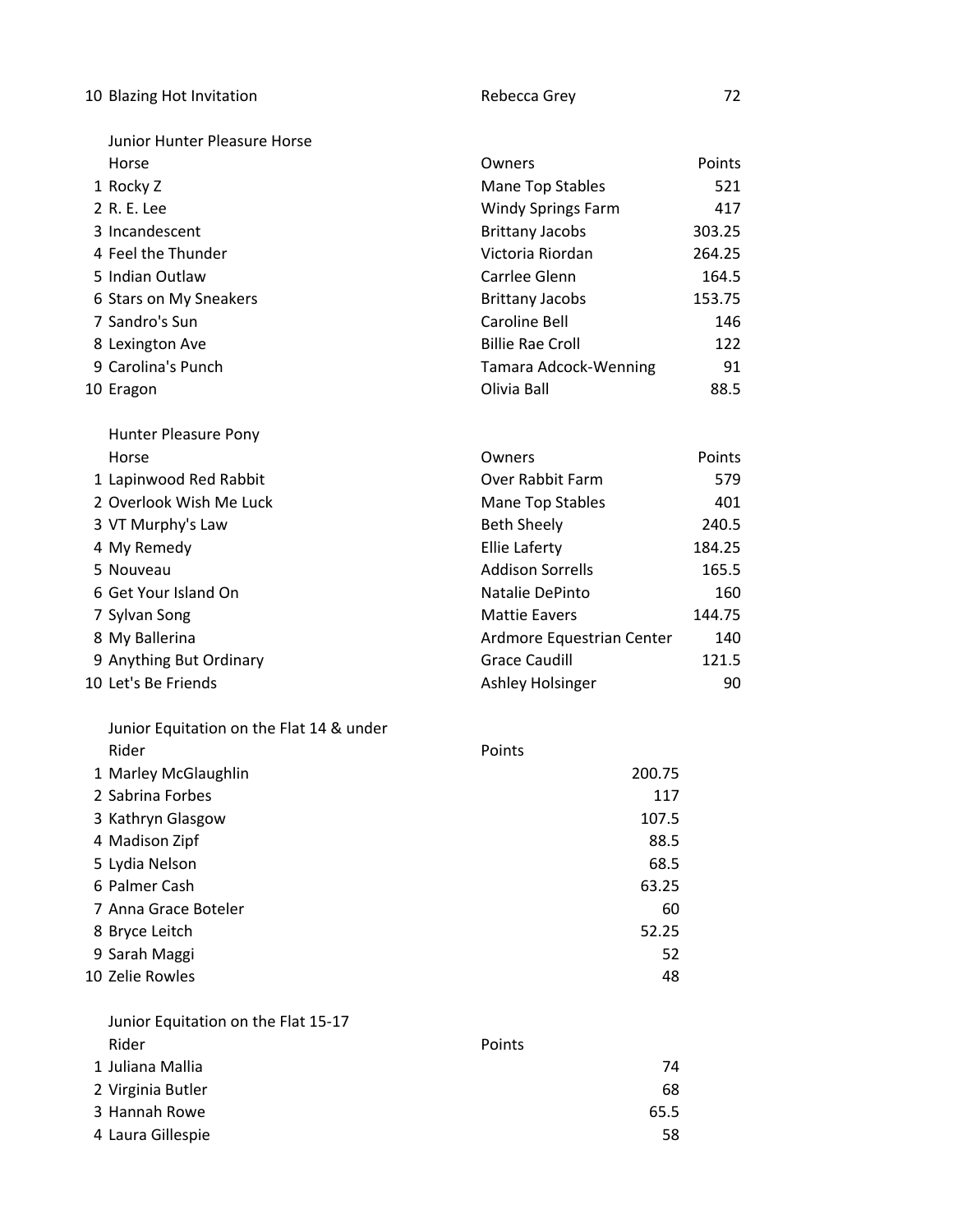| | | | |
|---|---|---|---|
| 10 | Blazing Hot Invitation | Rebecca Grey | 72 |

## Junior Hunter Pleasure Horse

| | Horse | Owners | Points |
|---|---|---|---|
| 1 | Rocky Z | Mane Top Stables | 521 |
| 2 | R. E. Lee | Windy Springs Farm | 417 |
| 3 | Incandescent | Brittany Jacobs | 303.25 |
| 4 | Feel the Thunder | Victoria Riordan | 264.25 |
| 5 | Indian Outlaw | Carrlee Glenn | 164.5 |
| 6 | Stars on My Sneakers | Brittany Jacobs | 153.75 |
| 7 | Sandro's Sun | Caroline Bell | 146 |
| 8 | Lexington Ave | Billie Rae Croll | 122 |
| 9 | Carolina's Punch | Tamara Adcock-Wenning | 91 |
| 10 | Eragon | Olivia Ball | 88.5 |

## Hunter Pleasure Pony

| | Horse | Owners | Points |
|---|---|---|---|
| 1 | Lapinwood Red Rabbit | Over Rabbit Farm | 579 |
| 2 | Overlook Wish Me Luck | Mane Top Stables | 401 |
| 3 | VT Murphy's Law | Beth Sheely | 240.5 |
| 4 | My Remedy | Ellie Laferty | 184.25 |
| 5 | Nouveau | Addison Sorrells | 165.5 |
| 6 | Get Your Island On | Natalie DePinto | 160 |
| 7 | Sylvan Song | Mattie Eavers | 144.75 |
| 8 | My Ballerina | Ardmore Equestrian Center | 140 |
| 9 | Anything But Ordinary | Grace Caudill | 121.5 |
| 10 | Let's Be Friends | Ashley Holsinger | 90 |

## Junior Equitation on the Flat 14 & under

| | Rider | Points |
|---|---|---|
| 1 | Marley McGlaughlin | 200.75 |
| 2 | Sabrina Forbes | 117 |
| 3 | Kathryn Glasgow | 107.5 |
| 4 | Madison Zipf | 88.5 |
| 5 | Lydia Nelson | 68.5 |
| 6 | Palmer Cash | 63.25 |
| 7 | Anna Grace Boteler | 60 |
| 8 | Bryce Leitch | 52.25 |
| 9 | Sarah Maggi | 52 |
| 10 | Zelie Rowles | 48 |

## Junior Equitation on the Flat 15-17

| | Rider | Points |
|---|---|---|
| 1 | Juliana Mallia | 74 |
| 2 | Virginia Butler | 68 |
| 3 | Hannah Rowe | 65.5 |
| 4 | Laura Gillespie | 58 |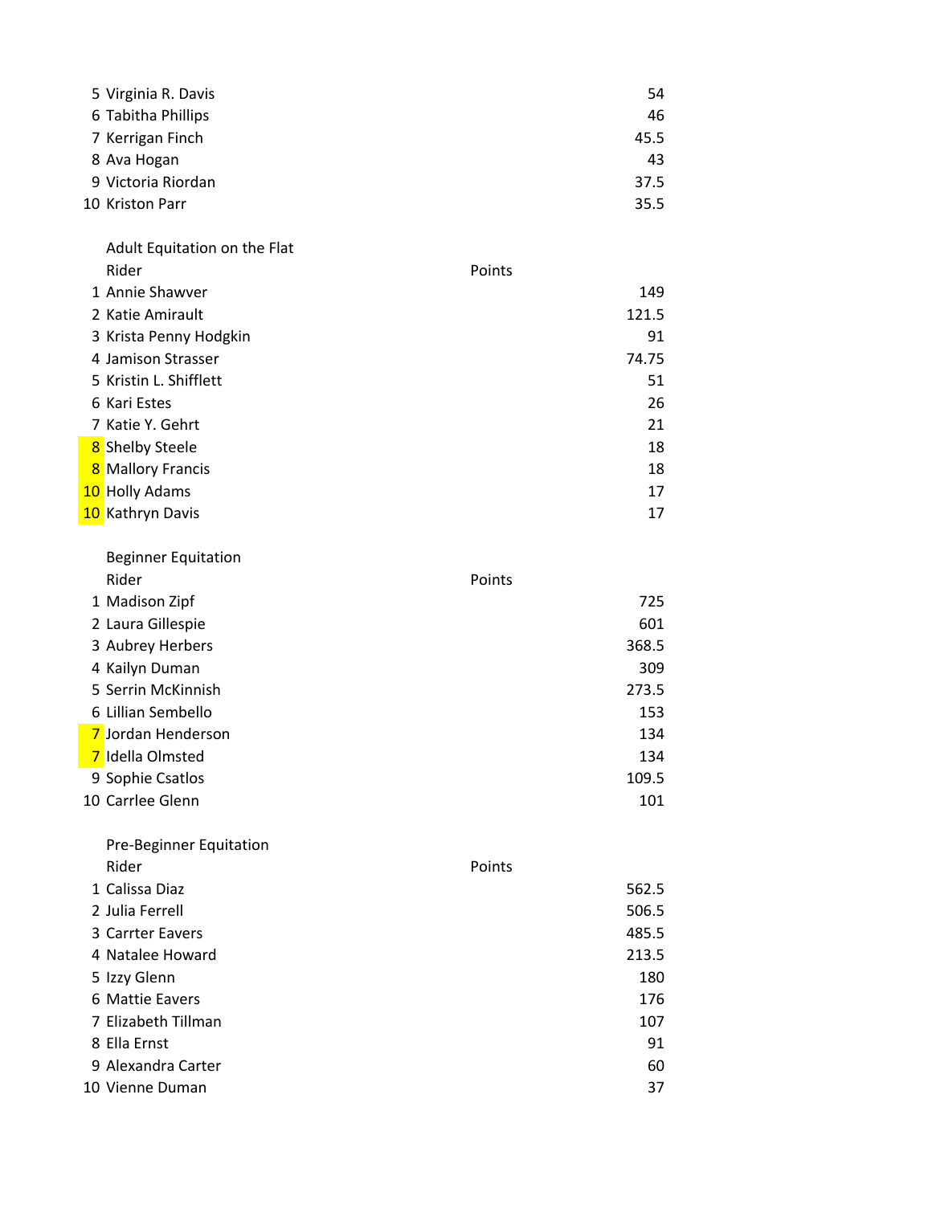| | | |
|---|---|---|
| 5 | Virginia R. Davis | 54 |
| 6 | Tabitha Phillips | 46 |
| 7 | Kerrigan Finch | 45.5 |
| 8 | Ava Hogan | 43 |
| 9 | Victoria Riordan | 37.5 |
| 10 | Kriston Parr | 35.5 |

## Adult Equitation on the Flat

| | Rider | Points |
|---|---|---|
| 1 | Annie Shawver | 149 |
| 2 | Katie Amirault | 121.5 |
| 3 | Krista Penny Hodgkin | 91 |
| 4 | Jamison Strasser | 74.75 |
| 5 | Kristin L. Shifflett | 51 |
| 6 | Kari Estes | 26 |
| 7 | Katie Y. Gehrt | 21 |
| 8 | Shelby Steele | 18 |
| 8 | Mallory Francis | 18 |
| 10 | Holly Adams | 17 |
| 10 | Kathryn Davis | 17 |

## Beginner Equitation

| | Rider | Points |
|---|---|---|
| 1 | Madison Zipf | 725 |
| 2 | Laura Gillespie | 601 |
| 3 | Aubrey Herbers | 368.5 |
| 4 | Kailyn Duman | 309 |
| 5 | Serrin McKinnish | 273.5 |
| 6 | Lillian Sembello | 153 |
| 7 | Jordan Henderson | 134 |
| 7 | Idella Olmsted | 134 |
| 9 | Sophie Csatlos | 109.5 |
| 10 | Carrlee Glenn | 101 |

## Pre-Beginner Equitation

| | Rider | Points |
|---|---|---|
| 1 | Calissa Diaz | 562.5 |
| 2 | Julia Ferrell | 506.5 |
| 3 | Carrter Eavers | 485.5 |
| 4 | Natalee Howard | 213.5 |
| 5 | Izzy Glenn | 180 |
| 6 | Mattie Eavers | 176 |
| 7 | Elizabeth Tillman | 107 |
| 8 | Ella Ernst | 91 |
| 9 | Alexandra Carter | 60 |
| 10 | Vienne Duman | 37 |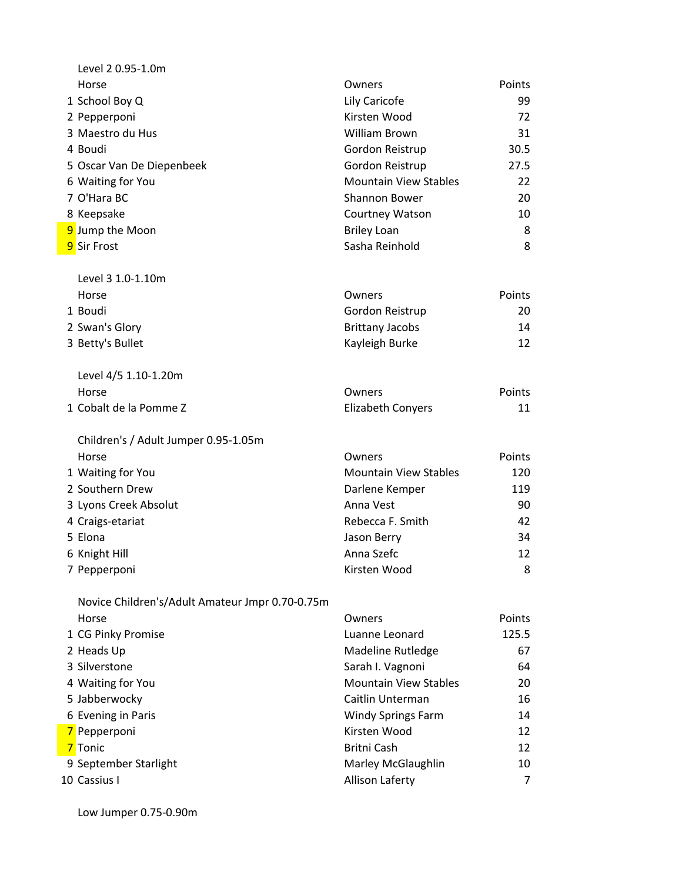## Level 2 0.95-1.0m

| | Horse | Owners | Points |
|---|---|---|---|
| 1 | School Boy Q | Lily Caricofe | 99 |
| 2 | Pepperponi | Kirsten Wood | 72 |
| 3 | Maestro du Hus | William Brown | 31 |
| 4 | Boudi | Gordon Reistrup | 30.5 |
| 5 | Oscar Van De Diepenbeek | Gordon Reistrup | 27.5 |
| 6 | Waiting for You | Mountain View Stables | 22 |
| 7 | O'Hara BC | Shannon Bower | 20 |
| 8 | Keepsake | Courtney Watson | 10 |
| 9 | Jump the Moon | Briley Loan | 8 |
| 9 | Sir Frost | Sasha Reinhold | 8 |

## Level 3 1.0-1.10m

| | Horse | Owners | Points |
|---|---|---|---|
| 1 | Boudi | Gordon Reistrup | 20 |
| 2 | Swan's Glory | Brittany Jacobs | 14 |
| 3 | Betty's Bullet | Kayleigh Burke | 12 |

## Level 4/5 1.10-1.20m

| | Horse | Owners | Points |
|---|---|---|---|
| 1 | Cobalt de la Pomme Z | Elizabeth Conyers | 11 |

## Children's / Adult Jumper 0.95-1.05m

| | Horse | Owners | Points |
|---|---|---|---|
| 1 | Waiting for You | Mountain View Stables | 120 |
| 2 | Southern Drew | Darlene Kemper | 119 |
| 3 | Lyons Creek Absolut | Anna Vest | 90 |
| 4 | Craigs-etariat | Rebecca F. Smith | 42 |
| 5 | Elona | Jason Berry | 34 |
| 6 | Knight Hill | Anna Szefc | 12 |
| 7 | Pepperponi | Kirsten Wood | 8 |

## Novice Children's/Adult Amateur Jmpr 0.70-0.75m

| | Horse | Owners | Points |
|---|---|---|---|
| 1 | CG Pinky Promise | Luanne Leonard | 125.5 |
| 2 | Heads Up | Madeline Rutledge | 67 |
| 3 | Silverstone | Sarah I. Vagnoni | 64 |
| 4 | Waiting for You | Mountain View Stables | 20 |
| 5 | Jabberwocky | Caitlin Unterman | 16 |
| 6 | Evening in Paris | Windy Springs Farm | 14 |
| 7 | Pepperponi | Kirsten Wood | 12 |
| 7 | Tonic | Britni Cash | 12 |
| 9 | September Starlight | Marley McGlaughlin | 10 |
| 10 | Cassius I | Allison Laferty | 7 |

## Low Jumper 0.75-0.90m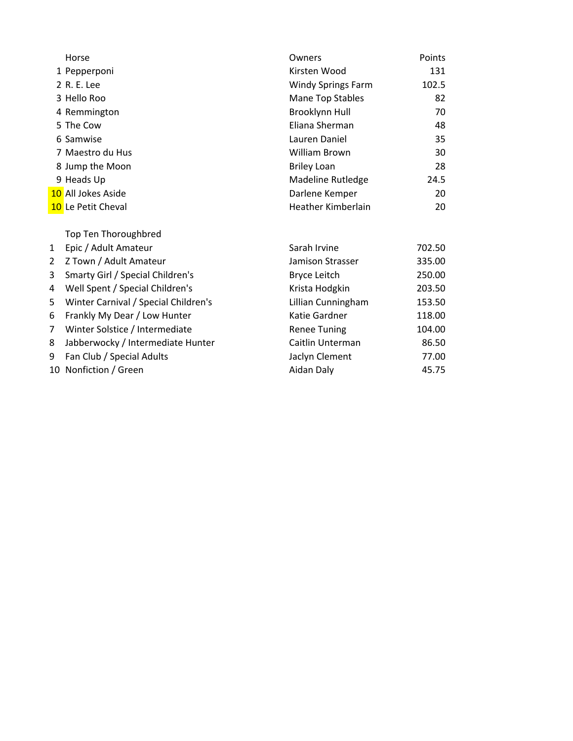| | Horse | Owners | Points |
|---|---|---|---|
| 1 | Pepperponi | Kirsten Wood | 131 |
| 2 | R. E. Lee | Windy Springs Farm | 102.5 |
| 3 | Hello Roo | Mane Top Stables | 82 |
| 4 | Remmington | Brooklynn Hull | 70 |
| 5 | The Cow | Eliana Sherman | 48 |
| 6 | Samwise | Lauren Daniel | 35 |
| 7 | Maestro du Hus | William Brown | 30 |
| 8 | Jump the Moon | Briley Loan | 28 |
| 9 | Heads Up | Madeline Rutledge | 24.5 |
| 10 | All Jokes Aside | Darlene Kemper | 20 |
| 10 | Le Petit Cheval | Heather Kimberlain | 20 |

| | Top Ten Thoroughbred | | |
|---|---|---|---|
| 1 | Epic / Adult Amateur | Sarah Irvine | 702.50 |
| 2 | Z Town / Adult Amateur | Jamison Strasser | 335.00 |
| 3 | Smarty Girl / Special Children's | Bryce Leitch | 250.00 |
| 4 | Well Spent / Special Children's | Krista Hodgkin | 203.50 |
| 5 | Winter Carnival / Special Children's | Lillian Cunningham | 153.50 |
| 6 | Frankly My Dear / Low Hunter | Katie Gardner | 118.00 |
| 7 | Winter Solstice / Intermediate | Renee Tuning | 104.00 |
| 8 | Jabberwocky / Intermediate Hunter | Caitlin Unterman | 86.50 |
| 9 | Fan Club / Special Adults | Jaclyn Clement | 77.00 |
| 10 | Nonfiction / Green | Aidan Daly | 45.75 |